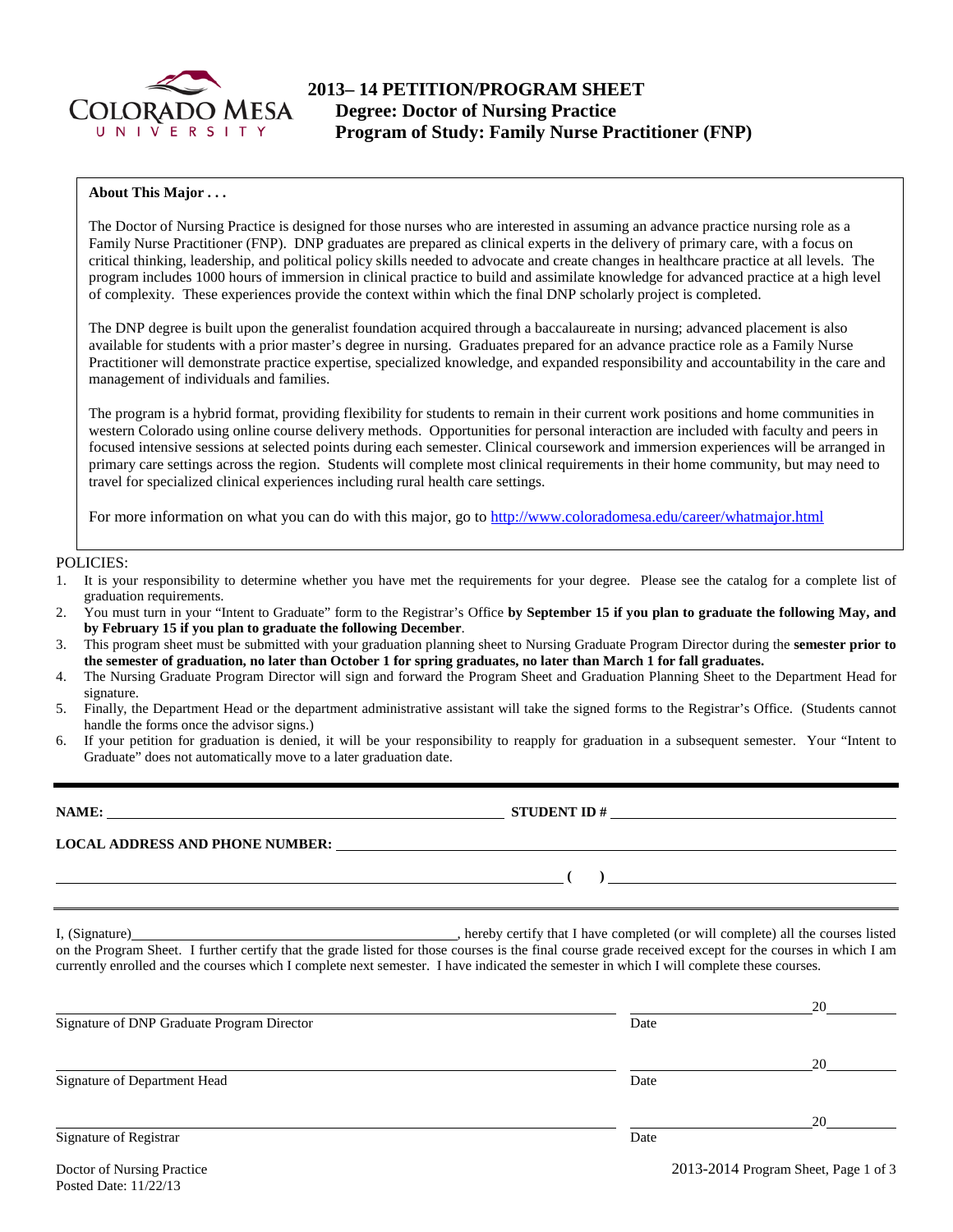# 2013– 14 PETITION/PROGRAM SHEET

## Degree: Doctor of Nursing Practice

## Program of Study: Family Nurse Practitioner (FNP)

**About This Major . . .**

The Doctor of Nursing Practice is designed for those nurses who are interested in assuming an advance practice nursing role as a Family Nurse Practitioner (FNP). DNP graduates are prepared as clinical experts in the delivery of primary care, with a focus on critical thinking, leadership, and political policy skills needed to advocate and create changes in healthcare practice at all levels. The program includes 1000 hours of immersion in clinical practice to build and assimilate knowledge for advanced practice at a high level of complexity. These experiences provide the context within which the final DNP scholarly project is completed.

The DNP degree is built upon the generalist foundation acquired through a baccalaureate in nursing; advanced placement is also available for students with a prior master's degree in nursing. Graduates prepared for an advance practice role as a Family Nurse Practitioner will demonstrate practice expertise, specialized knowledge, and expanded responsibility and accountability in the care and management of individuals and families.

The program is a hybrid format, providing flexibility for students to remain in their current work positions and home communities in western Colorado using online course delivery methods. Opportunities for personal interaction are included with faculty and peers in focused intensive sessions at selected points during each semester. Clinical coursework and immersion experiences will be arranged in primary care settings across the region. Students will complete most clinical requirements in their home community, but may need to travel for specialized clinical experiences including rural health care settings.

For more information on what you can do with this major, go to http://www.coloradomesa.edu/career/whatmajor.html

POLICIES:

1. It is your responsibility to determine whether you have met the requirements for your degree. Please see the catalog for a complete list of graduation requirements.
2. You must turn in your "Intent to Graduate" form to the Registrar's Office **by September 15 if you plan to graduate the following May, and by February 15 if you plan to graduate the following December**.
3. This program sheet must be submitted with your graduation planning sheet to Nursing Graduate Program Director during the **semester prior to the semester of graduation, no later than October 1 for spring graduates, no later than March 1 for fall graduates.**
4. The Nursing Graduate Program Director will sign and forward the Program Sheet and Graduation Planning Sheet to the Department Head for signature.
5. Finally, the Department Head or the department administrative assistant will take the signed forms to the Registrar's Office. (Students cannot handle the forms once the advisor signs.)
6. If your petition for graduation is denied, it will be your responsibility to reapply for graduation in a subsequent semester. Your "Intent to Graduate" does not automatically move to a later graduation date.

---

**NAME:** ______________________________ **STUDENT ID #** ______________________________

**LOCAL ADDRESS AND PHONE NUMBER:** ______________________________

______________________________ **( )** ______________________________

---

I, (Signature)______________________________, hereby certify that I have completed (or will complete) all the courses listed on the Program Sheet. I further certify that the grade listed for those courses is the final course grade received except for the courses in which I am currently enrolled and the courses which I complete next semester. I have indicated the semester in which I will complete these courses.

______________________________ ______________ 20______
Signature of DNP Graduate Program Director Date

______________________________ ______________ 20______
Signature of Department Head Date

______________________________ ______________ 20______
Signature of Registrar Date

Doctor of Nursing Practice
Posted Date: 11/22/13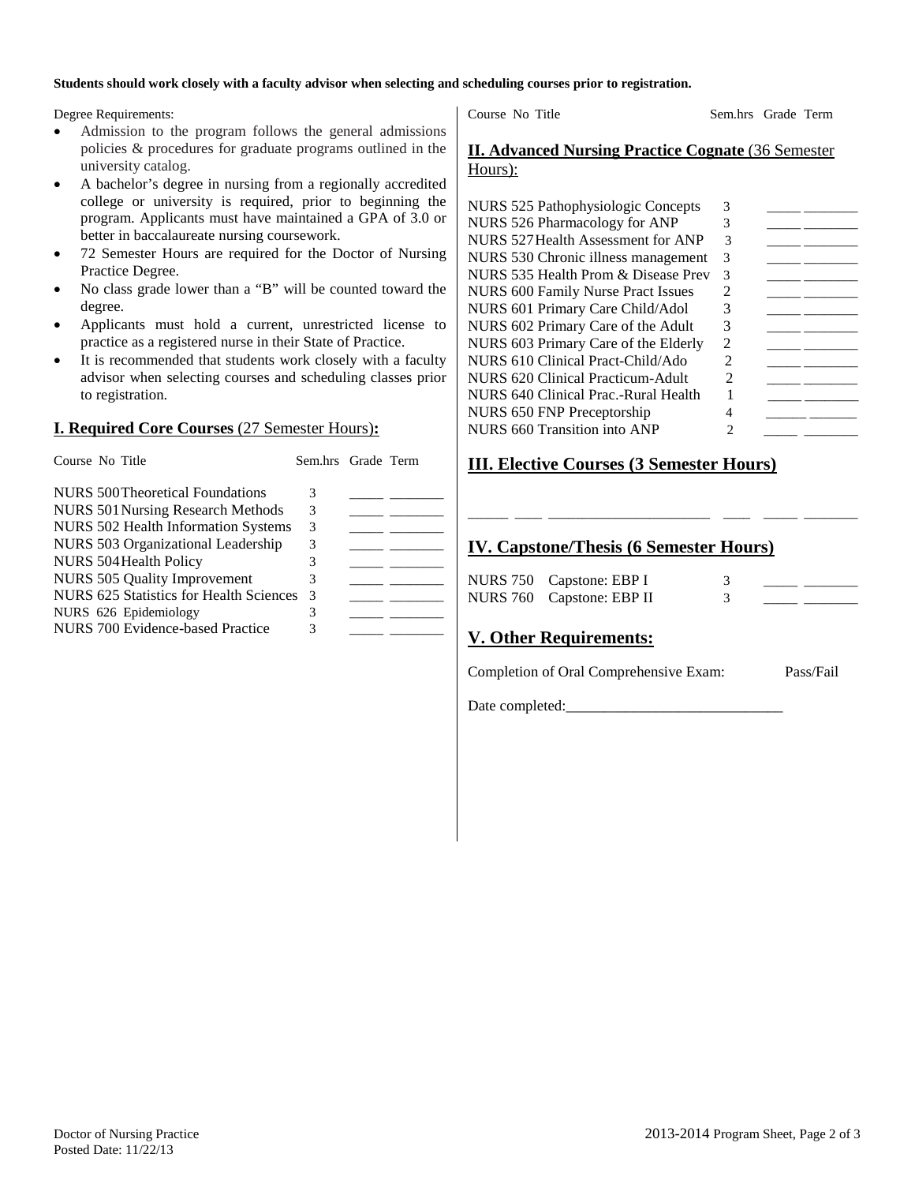**Students should work closely with a faculty advisor when selecting and scheduling courses prior to registration.**

Degree Requirements:

- Admission to the program follows the general admissions policies & procedures for graduate programs outlined in the university catalog.
- A bachelor's degree in nursing from a regionally accredited college or university is required, prior to beginning the program. Applicants must have maintained a GPA of 3.0 or better in baccalaureate nursing coursework.
- 72 Semester Hours are required for the Doctor of Nursing Practice Degree.
- No class grade lower than a "B" will be counted toward the degree.
- Applicants must hold a current, unrestricted license to practice as a registered nurse in their State of Practice.
- It is recommended that students work closely with a faculty advisor when selecting courses and scheduling classes prior to registration.

## I. Required Core Courses (27 Semester Hours):

| Course No Title | Sem.hrs | Grade | Term |
|---|---|---|---|
| NURS 500 Theoretical Foundations | 3 | _____ | _______ |
| NURS 501 Nursing Research Methods | 3 | _____ | _______ |
| NURS 502 Health Information Systems | 3 | _____ | _______ |
| NURS 503 Organizational Leadership | 3 | _____ | _______ |
| NURS 504 Health Policy | 3 | _____ | _______ |
| NURS 505 Quality Improvement | 3 | _____ | _______ |
| NURS 625 Statistics for Health Sciences | 3 | _____ | _______ |
| NURS 626 Epidemiology | 3 | _____ | _______ |
| NURS 700 Evidence-based Practice | 3 | _____ | _______ |

## II. Advanced Nursing Practice Cognate (36 Semester Hours):

| Course No Title | Sem.hrs | Grade | Term |
|---|---|---|---|
| NURS 525 Pathophysiologic Concepts | 3 | _____ | _______ |
| NURS 526 Pharmacology for ANP | 3 | _____ | _______ |
| NURS 527 Health Assessment for ANP | 3 | _____ | _______ |
| NURS 530 Chronic illness management | 3 | _____ | _______ |
| NURS 535 Health Prom & Disease Prev | 3 | _____ | _______ |
| NURS 600 Family Nurse Pract Issues | 2 | _____ | _______ |
| NURS 601 Primary Care Child/Adol | 3 | _____ | _______ |
| NURS 602 Primary Care of the Adult | 3 | _____ | _______ |
| NURS 603 Primary Care of the Elderly | 2 | _____ | _______ |
| NURS 610 Clinical Pract-Child/Ado | 2 | _____ | _______ |
| NURS 620 Clinical Practicum-Adult | 2 | _____ | _______ |
| NURS 640 Clinical Prac.-Rural Health | 1 | _____ | _______ |
| NURS 650 FNP Preceptorship | 4 | _____ | _______ |
| NURS 660 Transition into ANP | 2 | _____ | _______ |

## III. Elective Courses (3 Semester Hours)

_____ ____ _____________________ ____ _____ _______

## IV. Capstone/Thesis (6 Semester Hours)

| Course No Title | Sem.hrs | Grade | Term |
|---|---|---|---|
| NURS 750 Capstone: EBP I | 3 | _____ | _______ |
| NURS 760 Capstone: EBP II | 3 | _____ | _______ |

## V. Other Requirements:

Completion of Oral Comprehensive Exam: Pass/Fail

Date completed:_____________________________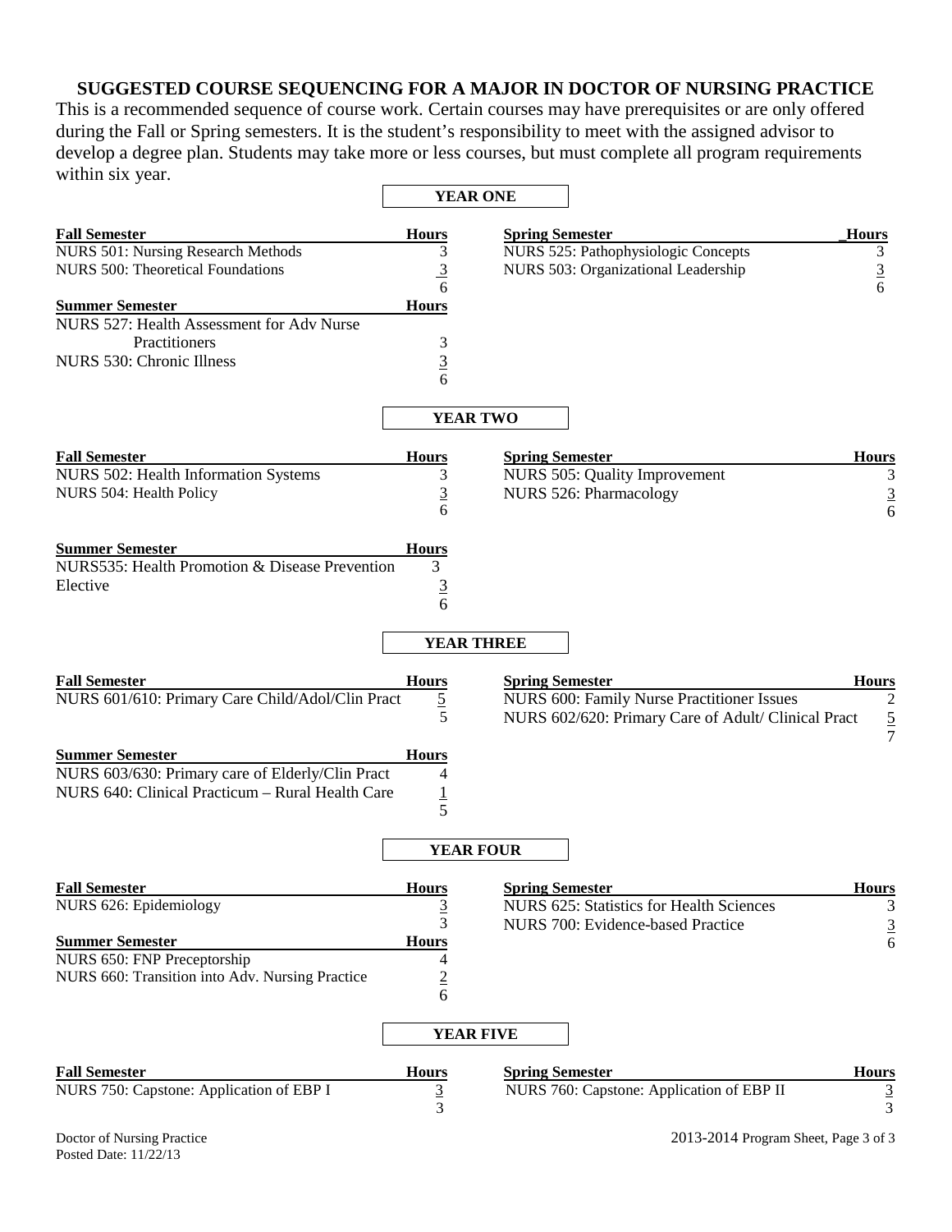# SUGGESTED COURSE SEQUENCING FOR A MAJOR IN DOCTOR OF NURSING PRACTICE

This is a recommended sequence of course work. Certain courses may have prerequisites or are only offered during the Fall or Spring semesters. It is the student's responsibility to meet with the assigned advisor to develop a degree plan. Students may take more or less courses, but must complete all program requirements within six year.

## YEAR ONE

| Fall Semester | Hours | Spring Semester | Hours |
|---|---|---|---|
| NURS 501: Nursing Research Methods | 3 | NURS 525: Pathophysiologic Concepts | 3 |
| NURS 500: Theoretical Foundations | 3 | NURS 503: Organizational Leadership | 3 |
| | 6 | | 6 |

| Summer Semester | Hours |
|---|---|
| NURS 527: Health Assessment for Adv Nurse Practitioners | 3 |
| NURS 530: Chronic Illness | 3 |
| | 6 |

## YEAR TWO

| Fall Semester | Hours | Spring Semester | Hours |
|---|---|---|---|
| NURS 502: Health Information Systems | 3 | NURS 505: Quality Improvement | 3 |
| NURS 504: Health Policy | 3 | NURS 526: Pharmacology | 3 |
| | 6 | | 6 |

| Summer Semester | Hours |
|---|---|
| NURS535: Health Promotion & Disease Prevention | 3 |
| Elective | 3 |
| | 6 |

## YEAR THREE

| Fall Semester | Hours | Spring Semester | Hours |
|---|---|---|---|
| NURS 601/610: Primary Care Child/Adol/Clin Pract | 5 | NURS 600: Family Nurse Practitioner Issues | 2 |
| | 5 | NURS 602/620: Primary Care of Adult/ Clinical Pract | 5 |
| | | | 7 |

| Summer Semester | Hours |
|---|---|
| NURS 603/630: Primary care of Elderly/Clin Pract | 4 |
| NURS 640: Clinical Practicum – Rural Health Care | 1 |
| | 5 |

## YEAR FOUR

| Fall Semester | Hours | Spring Semester | Hours |
|---|---|---|---|
| NURS 626: Epidemiology | 3 | NURS 625: Statistics for Health Sciences | 3 |
| | 3 | NURS 700: Evidence-based Practice | 3 |
| | | | 6 |

| Summer Semester | Hours |
|---|---|
| NURS 650: FNP Preceptorship | 4 |
| NURS 660: Transition into Adv. Nursing Practice | 2 |
| | 6 |

## YEAR FIVE

| Fall Semester | Hours | Spring Semester | Hours |
|---|---|---|---|
| NURS 750: Capstone: Application of EBP I | 3 | NURS 760: Capstone: Application of EBP II | 3 |
| | 3 | | 3 |

Doctor of Nursing Practice
Posted Date: 11/22/13

2013-2014 Program Sheet